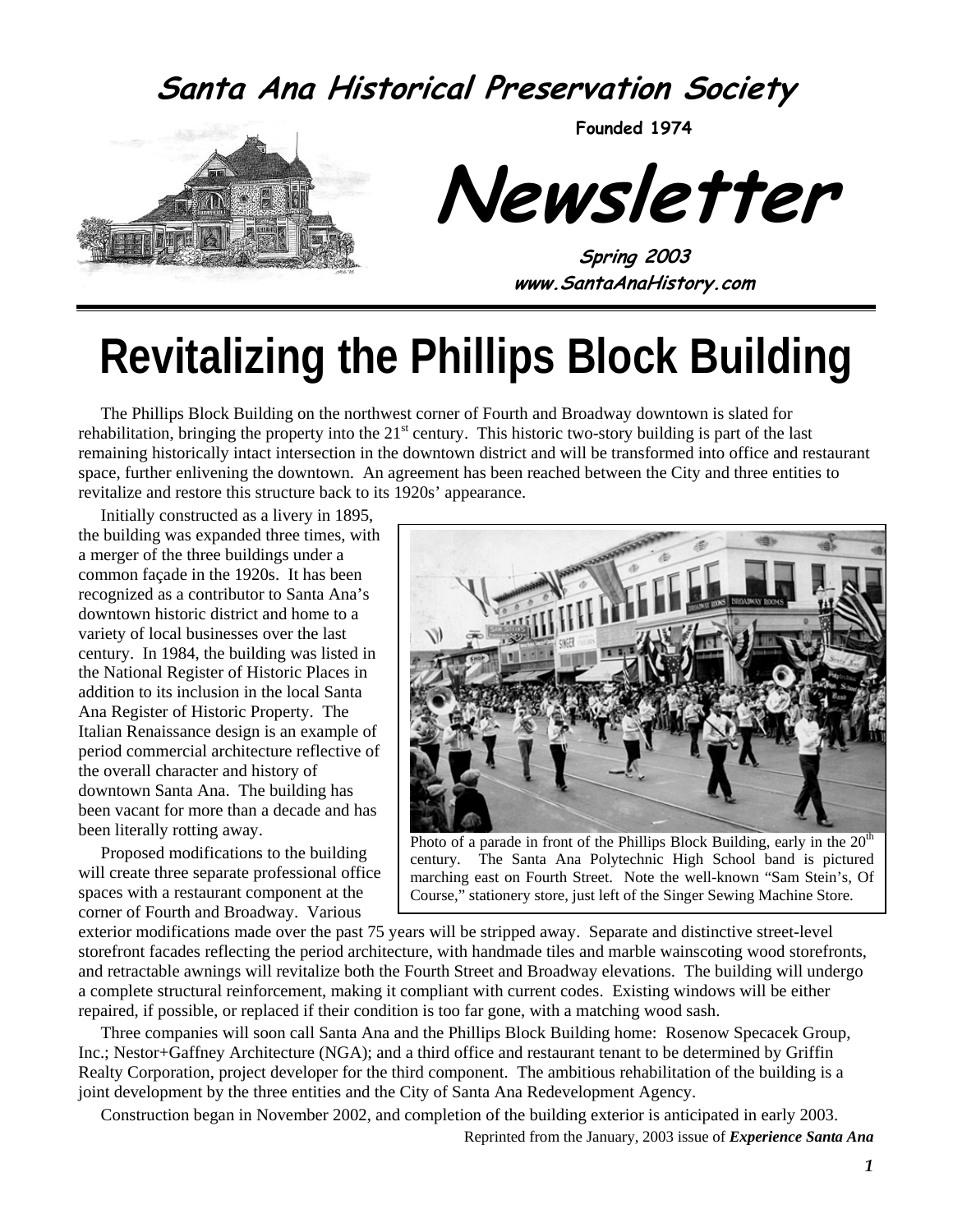# Santa Ana Historical Preservation Society

**Founded 1974**

# Newsletter

**Spring 2003**
**www.SantaAnaHistory.com**

# Revitalizing the Phillips Block Building

The Phillips Block Building on the northwest corner of Fourth and Broadway downtown is slated for rehabilitation, bringing the property into the 21st century. This historic two-story building is part of the last remaining historically intact intersection in the downtown district and will be transformed into office and restaurant space, further enlivening the downtown. An agreement has been reached between the City and three entities to revitalize and restore this structure back to its 1920s' appearance.

Initially constructed as a livery in 1895, the building was expanded three times, with a merger of the three buildings under a common façade in the 1920s. It has been recognized as a contributor to Santa Ana's downtown historic district and home to a variety of local businesses over the last century. In 1984, the building was listed in the National Register of Historic Places in addition to its inclusion in the local Santa Ana Register of Historic Property. The Italian Renaissance design is an example of period commercial architecture reflective of the overall character and history of downtown Santa Ana. The building has been vacant for more than a decade and has been literally rotting away.

Photo of a parade in front of the Phillips Block Building, early in the 20th century. The Santa Ana Polytechnic High School band is pictured marching east on Fourth Street. Note the well-known "Sam Stein's, Of Course," stationery store, just left of the Singer Sewing Machine Store.

Proposed modifications to the building will create three separate professional office spaces with a restaurant component at the corner of Fourth and Broadway. Various exterior modifications made over the past 75 years will be stripped away. Separate and distinctive street-level storefront facades reflecting the period architecture, with handmade tiles and marble wainscoting wood storefronts, and retractable awnings will revitalize both the Fourth Street and Broadway elevations. The building will undergo a complete structural reinforcement, making it compliant with current codes. Existing windows will be either repaired, if possible, or replaced if their condition is too far gone, with a matching wood sash.

Three companies will soon call Santa Ana and the Phillips Block Building home: Rosenow Specacek Group, Inc.; Nestor+Gaffney Architecture (NGA); and a third office and restaurant tenant to be determined by Griffin Realty Corporation, project developer for the third component. The ambitious rehabilitation of the building is a joint development by the three entities and the City of Santa Ana Redevelopment Agency.

Construction began in November 2002, and completion of the building exterior is anticipated in early 2003.

Reprinted from the January, 2003 issue of ***Experience Santa Ana***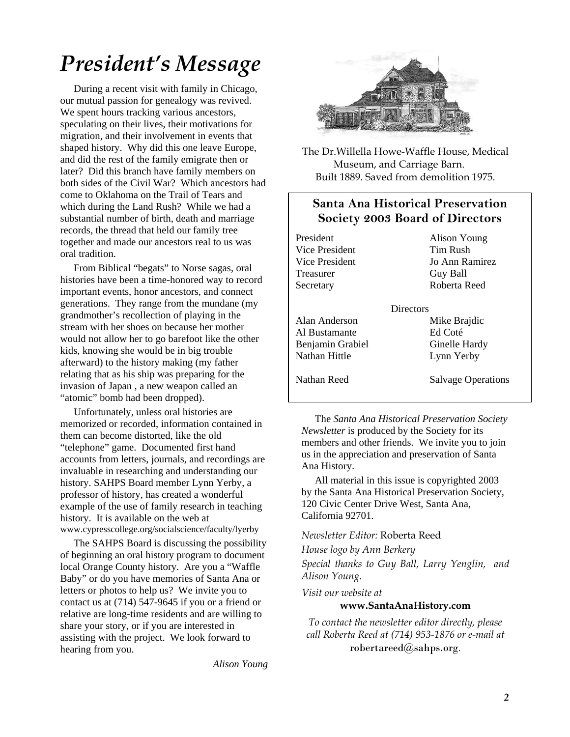# *President's Message*

During a recent visit with family in Chicago, our mutual passion for genealogy was revived. We spent hours tracking various ancestors, speculating on their lives, their motivations for migration, and their involvement in events that shaped history. Why did this one leave Europe, and did the rest of the family emigrate then or later? Did this branch have family members on both sides of the Civil War? Which ancestors had come to Oklahoma on the Trail of Tears and which during the Land Rush? While we had a substantial number of birth, death and marriage records, the thread that held our family tree together and made our ancestors real to us was oral tradition.

From Biblical "begats" to Norse sagas, oral histories have been a time-honored way to record important events, honor ancestors, and connect generations. They range from the mundane (my grandmother's recollection of playing in the stream with her shoes on because her mother would not allow her to go barefoot like the other kids, knowing she would be in big trouble afterward) to the history making (my father relating that as his ship was preparing for the invasion of Japan , a new weapon called an "atomic" bomb had been dropped).

Unfortunately, unless oral histories are memorized or recorded, information contained in them can become distorted, like the old "telephone" game. Documented first hand accounts from letters, journals, and recordings are invaluable in researching and understanding our history. SAHPS Board member Lynn Yerby, a professor of history, has created a wonderful example of the use of family research in teaching history. It is available on the web at www.cypresscollege.org/socialscience/faculty/lyerby

The SAHPS Board is discussing the possibility of beginning an oral history program to document local Orange County history. Are you a "Waffle Baby" or do you have memories of Santa Ana or letters or photos to help us? We invite you to contact us at (714) 547-9645 if you or a friend or relative are long-time residents and are willing to share your story, or if you are interested in assisting with the project. We look forward to hearing from you.

*Alison Young*

The Dr.Willella Howe-Waffle House, Medical Museum, and Carriage Barn.
Built 1889. Saved from demolition 1975.

## Santa Ana Historical Preservation Society 2003 Board of Directors

| | |
|---|---|
| President | Alison Young |
| Vice President | Tim Rush |
| Vice President | Jo Ann Ramirez |
| Treasurer | Guy Ball |
| Secretary | Roberta Reed |

Directors

| | |
|---|---|
| Alan Anderson | Mike Brajdic |
| Al Bustamante | Ed Coté |
| Benjamin Grabiel | Ginelle Hardy |
| Nathan Hittle | Lynn Yerby |
| Nathan Reed | Salvage Operations |

The *Santa Ana Historical Preservation Society Newsletter* is produced by the Society for its members and other friends. We invite you to join us in the appreciation and preservation of Santa Ana History.

All material in this issue is copyrighted 2003 by the Santa Ana Historical Preservation Society, 120 Civic Center Drive West, Santa Ana, California 92701.

*Newsletter Editor:* Roberta Reed

*House logo by Ann Berkery*

*Special thanks to Guy Ball, Larry Yenglin, and Alison Young.*

*Visit our website at*

**www.SantaAnaHistory.com**

*To contact the newsletter editor directly, please call Roberta Reed at (714) 953-1876 or e-mail at* robertareed@sahps.org.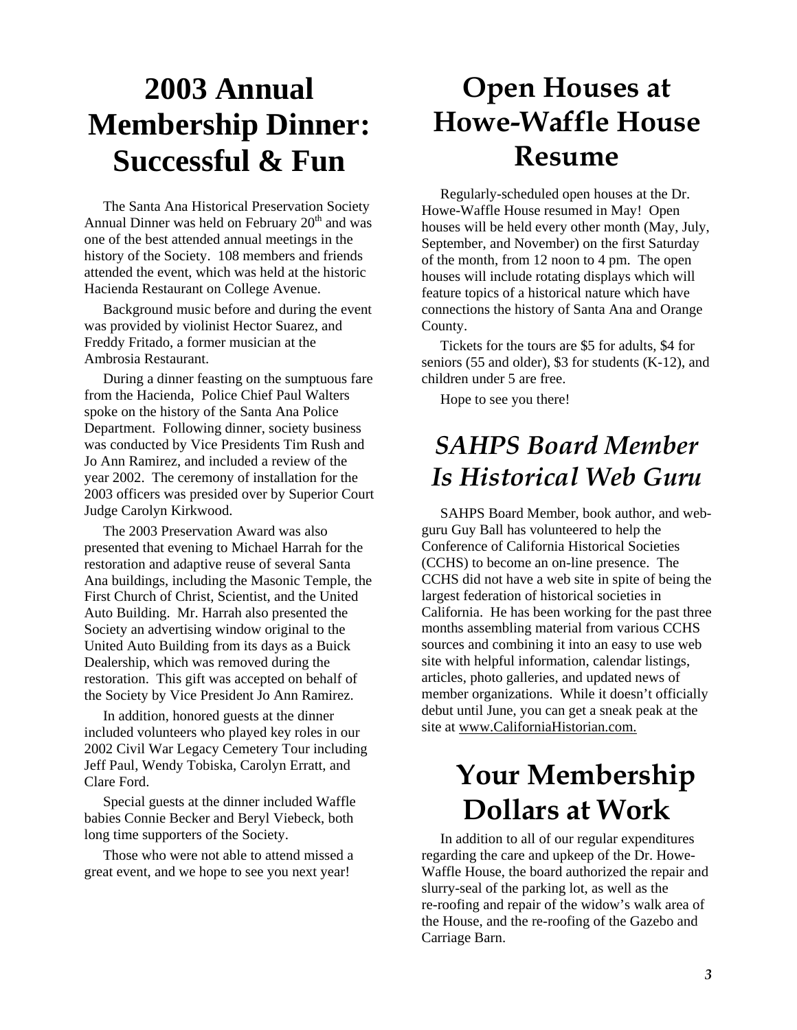# 2003 Annual Membership Dinner: Successful & Fun

The Santa Ana Historical Preservation Society Annual Dinner was held on February 20th and was one of the best attended annual meetings in the history of the Society. 108 members and friends attended the event, which was held at the historic Hacienda Restaurant on College Avenue.

Background music before and during the event was provided by violinist Hector Suarez, and Freddy Fritado, a former musician at the Ambrosia Restaurant.

During a dinner feasting on the sumptuous fare from the Hacienda, Police Chief Paul Walters spoke on the history of the Santa Ana Police Department. Following dinner, society business was conducted by Vice Presidents Tim Rush and Jo Ann Ramirez, and included a review of the year 2002. The ceremony of installation for the 2003 officers was presided over by Superior Court Judge Carolyn Kirkwood.

The 2003 Preservation Award was also presented that evening to Michael Harrah for the restoration and adaptive reuse of several Santa Ana buildings, including the Masonic Temple, the First Church of Christ, Scientist, and the United Auto Building. Mr. Harrah also presented the Society an advertising window original to the United Auto Building from its days as a Buick Dealership, which was removed during the restoration. This gift was accepted on behalf of the Society by Vice President Jo Ann Ramirez.

In addition, honored guests at the dinner included volunteers who played key roles in our 2002 Civil War Legacy Cemetery Tour including Jeff Paul, Wendy Tobiska, Carolyn Erratt, and Clare Ford.

Special guests at the dinner included Waffle babies Connie Becker and Beryl Viebeck, both long time supporters of the Society.

Those who were not able to attend missed a great event, and we hope to see you next year!

# Open Houses at Howe-Waffle House Resume

Regularly-scheduled open houses at the Dr. Howe-Waffle House resumed in May! Open houses will be held every other month (May, July, September, and November) on the first Saturday of the month, from 12 noon to 4 pm. The open houses will include rotating displays which will feature topics of a historical nature which have connections the history of Santa Ana and Orange County.

Tickets for the tours are $5 for adults, $4 for seniors (55 and older), $3 for students (K-12), and children under 5 are free.

Hope to see you there!

# *SAHPS Board Member Is Historical Web Guru*

SAHPS Board Member, book author, and web-guru Guy Ball has volunteered to help the Conference of California Historical Societies (CCHS) to become an on-line presence. The CCHS did not have a web site in spite of being the largest federation of historical societies in California. He has been working for the past three months assembling material from various CCHS sources and combining it into an easy to use web site with helpful information, calendar listings, articles, photo galleries, and updated news of member organizations. While it doesn't officially debut until June, you can get a sneak peak at the site at www.CaliforniaHistorian.com.

# Your Membership Dollars at Work

In addition to all of our regular expenditures regarding the care and upkeep of the Dr. Howe-Waffle House, the board authorized the repair and slurry-seal of the parking lot, as well as the re-roofing and repair of the widow's walk area of the House, and the re-roofing of the Gazebo and Carriage Barn.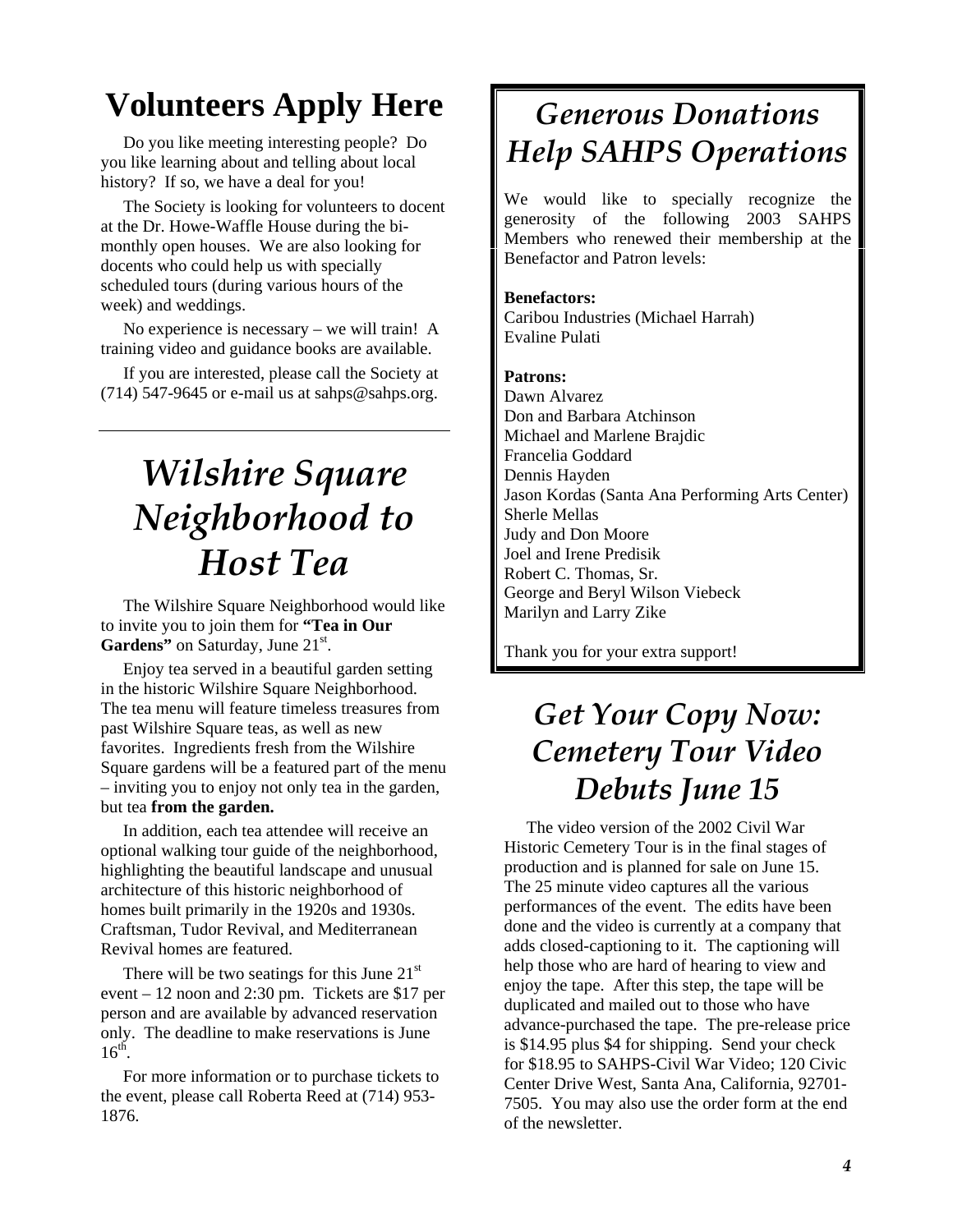# Volunteers Apply Here

Do you like meeting interesting people? Do you like learning about and telling about local history? If so, we have a deal for you!

The Society is looking for volunteers to docent at the Dr. Howe-Waffle House during the bi-monthly open houses. We are also looking for docents who could help us with specially scheduled tours (during various hours of the week) and weddings.

No experience is necessary – we will train! A training video and guidance books are available.

If you are interested, please call the Society at (714) 547-9645 or e-mail us at sahps@sahps.org.

---

# *Wilshire Square Neighborhood to Host Tea*

The Wilshire Square Neighborhood would like to invite you to join them for **"Tea in Our Gardens"** on Saturday, June 21st.

Enjoy tea served in a beautiful garden setting in the historic Wilshire Square Neighborhood. The tea menu will feature timeless treasures from past Wilshire Square teas, as well as new favorites. Ingredients fresh from the Wilshire Square gardens will be a featured part of the menu – inviting you to enjoy not only tea in the garden, but tea **from the garden.**

In addition, each tea attendee will receive an optional walking tour guide of the neighborhood, highlighting the beautiful landscape and unusual architecture of this historic neighborhood of homes built primarily in the 1920s and 1930s. Craftsman, Tudor Revival, and Mediterranean Revival homes are featured.

There will be two seatings for this June 21st event – 12 noon and 2:30 pm. Tickets are $17 per person and are available by advanced reservation only. The deadline to make reservations is June 16th.

For more information or to purchase tickets to the event, please call Roberta Reed at (714) 953-1876.

# *Generous Donations Help SAHPS Operations*

We would like to specially recognize the generosity of the following 2003 SAHPS Members who renewed their membership at the Benefactor and Patron levels:

**Benefactors:**
Caribou Industries (Michael Harrah)
Evaline Pulati

**Patrons:**
Dawn Alvarez
Don and Barbara Atchinson
Michael and Marlene Brajdic
Francelia Goddard
Dennis Hayden
Jason Kordas (Santa Ana Performing Arts Center)
Sherle Mellas
Judy and Don Moore
Joel and Irene Predisik
Robert C. Thomas, Sr.
George and Beryl Wilson Viebeck
Marilyn and Larry Zike

Thank you for your extra support!

# *Get Your Copy Now: Cemetery Tour Video Debuts June 15*

The video version of the 2002 Civil War Historic Cemetery Tour is in the final stages of production and is planned for sale on June 15. The 25 minute video captures all the various performances of the event. The edits have been done and the video is currently at a company that adds closed-captioning to it. The captioning will help those who are hard of hearing to view and enjoy the tape. After this step, the tape will be duplicated and mailed out to those who have advance-purchased the tape. The pre-release price is $14.95 plus $4 for shipping. Send your check for $18.95 to SAHPS-Civil War Video; 120 Civic Center Drive West, Santa Ana, California, 92701-7505. You may also use the order form at the end of the newsletter.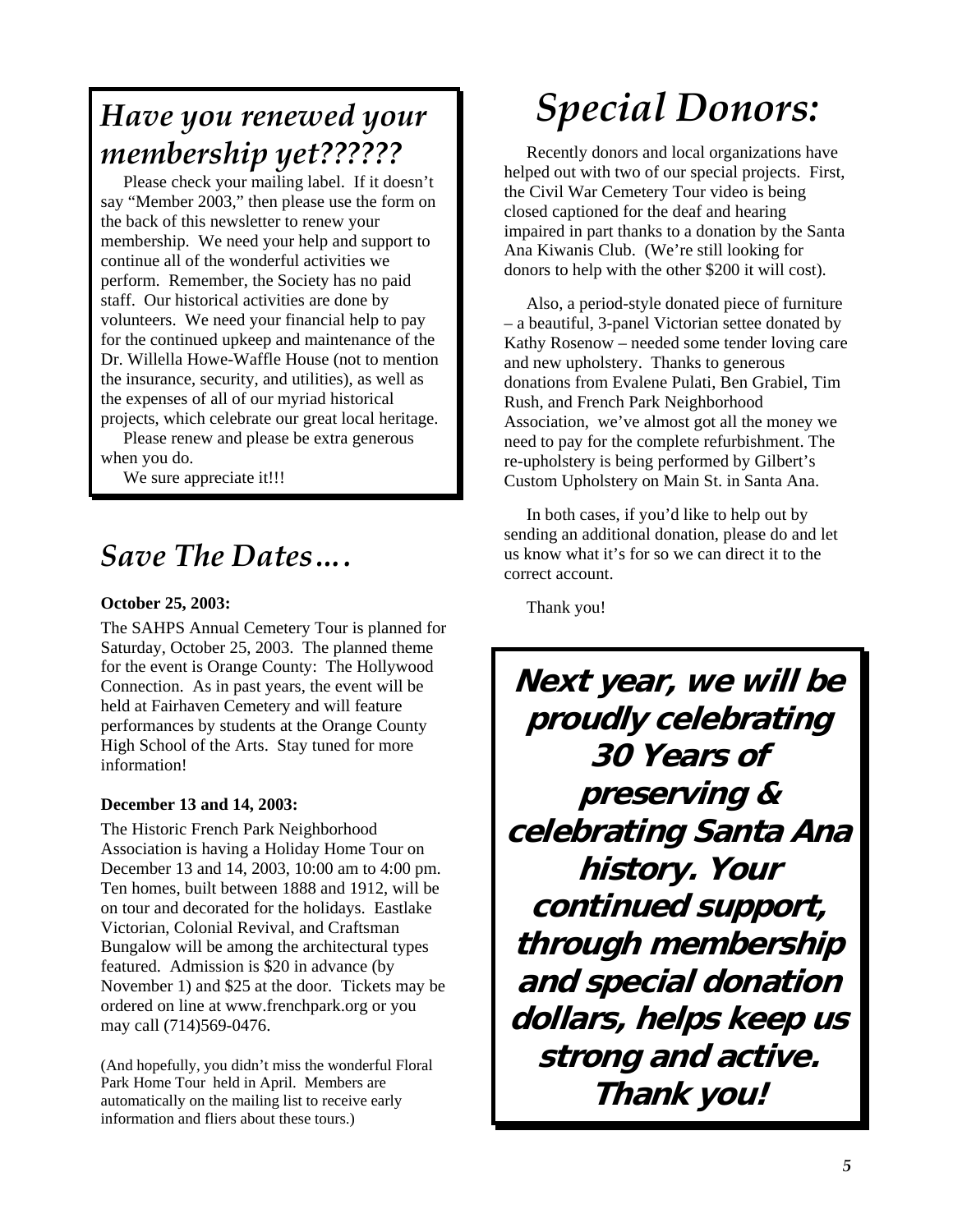## *Have you renewed your membership yet??????*

Please check your mailing label. If it doesn't say "Member 2003," then please use the form on the back of this newsletter to renew your membership. We need your help and support to continue all of the wonderful activities we perform. Remember, the Society has no paid staff. Our historical activities are done by volunteers. We need your financial help to pay for the continued upkeep and maintenance of the Dr. Willella Howe-Waffle House (not to mention the insurance, security, and utilities), as well as the expenses of all of our myriad historical projects, which celebrate our great local heritage.

Please renew and please be extra generous when you do.

We sure appreciate it!!!

## *Save The Dates….*

**October 25, 2003:**

The SAHPS Annual Cemetery Tour is planned for Saturday, October 25, 2003. The planned theme for the event is Orange County: The Hollywood Connection. As in past years, the event will be held at Fairhaven Cemetery and will feature performances by students at the Orange County High School of the Arts. Stay tuned for more information!

**December 13 and 14, 2003:**

The Historic French Park Neighborhood Association is having a Holiday Home Tour on December 13 and 14, 2003, 10:00 am to 4:00 pm. Ten homes, built between 1888 and 1912, will be on tour and decorated for the holidays. Eastlake Victorian, Colonial Revival, and Craftsman Bungalow will be among the architectural types featured. Admission is $20 in advance (by November 1) and $25 at the door. Tickets may be ordered on line at www.frenchpark.org or you may call (714)569-0476.

(And hopefully, you didn't miss the wonderful Floral Park Home Tour held in April. Members are automatically on the mailing list to receive early information and fliers about these tours.)

# *Special Donors:*

Recently donors and local organizations have helped out with two of our special projects. First, the Civil War Cemetery Tour video is being closed captioned for the deaf and hearing impaired in part thanks to a donation by the Santa Ana Kiwanis Club. (We're still looking for donors to help with the other $200 it will cost).

Also, a period-style donated piece of furniture – a beautiful, 3-panel Victorian settee donated by Kathy Rosenow – needed some tender loving care and new upholstery. Thanks to generous donations from Evalene Pulati, Ben Grabiel, Tim Rush, and French Park Neighborhood Association, we've almost got all the money we need to pay for the complete refurbishment. The re-upholstery is being performed by Gilbert's Custom Upholstery on Main St. in Santa Ana.

In both cases, if you'd like to help out by sending an additional donation, please do and let us know what it's for so we can direct it to the correct account.

Thank you!

***Next year, we will be proudly celebrating 30 Years of preserving & celebrating Santa Ana history. Your continued support, through membership and special donation dollars, helps keep us strong and active. Thank you!***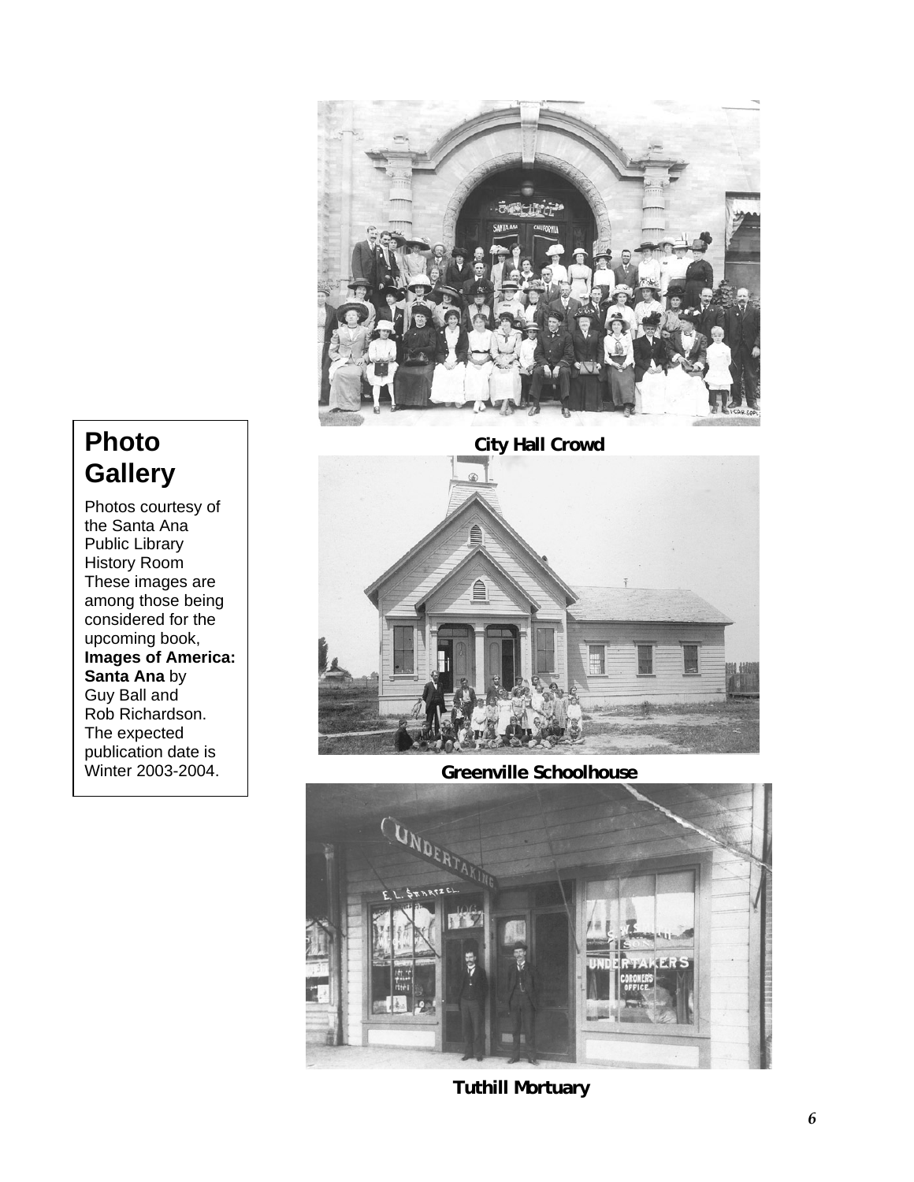## Photo Gallery

Photos courtesy of the Santa Ana Public Library History Room These images are among those being considered for the upcoming book, **Images of America: Santa Ana** by Guy Ball and Rob Richardson. The expected publication date is Winter 2003-2004.

**City Hall Crowd**

**Greenville Schoolhouse**

**Tuthill Mortuary**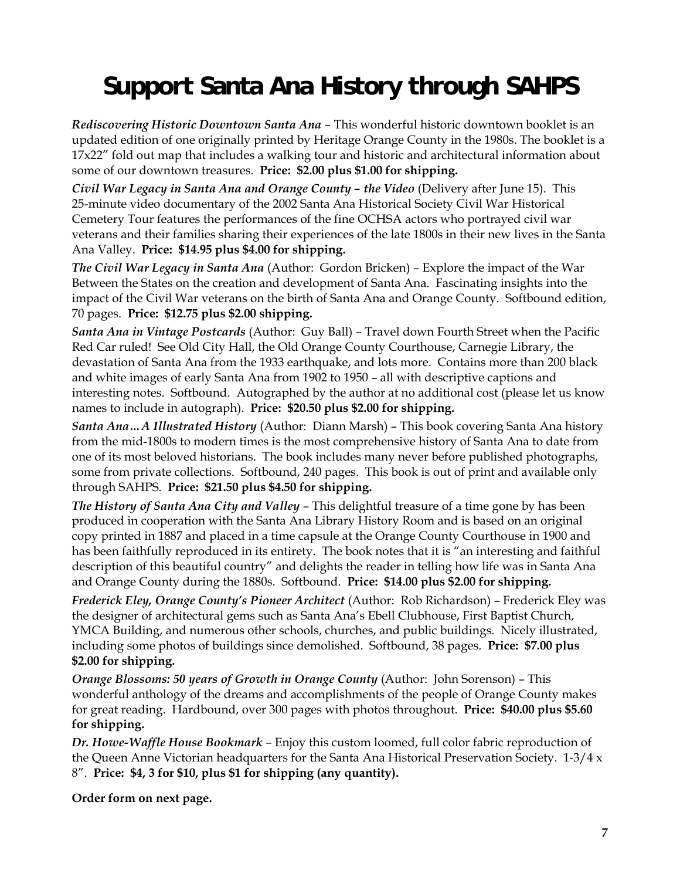# Support Santa Ana History through SAHPS

***Rediscovering Historic Downtown Santa Ana*** – This wonderful historic downtown booklet is an updated edition of one originally printed by Heritage Orange County in the 1980s. The booklet is a 17x22" fold out map that includes a walking tour and historic and architectural information about some of our downtown treasures. **Price: $2.00 plus $1.00 for shipping.**

***Civil War Legacy in Santa Ana and Orange County – the Video*** (Delivery after June 15). This 25-minute video documentary of the 2002 Santa Ana Historical Society Civil War Historical Cemetery Tour features the performances of the fine OCHSA actors who portrayed civil war veterans and their families sharing their experiences of the late 1800s in their new lives in the Santa Ana Valley. **Price: $14.95 plus $4.00 for shipping.**

***The Civil War Legacy in Santa Ana*** (Author: Gordon Bricken) – Explore the impact of the War Between the States on the creation and development of Santa Ana. Fascinating insights into the impact of the Civil War veterans on the birth of Santa Ana and Orange County. Softbound edition, 70 pages. **Price: $12.75 plus $2.00 shipping.**

***Santa Ana in Vintage Postcards*** (Author: Guy Ball) – Travel down Fourth Street when the Pacific Red Car ruled! See Old City Hall, the Old Orange County Courthouse, Carnegie Library, the devastation of Santa Ana from the 1933 earthquake, and lots more. Contains more than 200 black and white images of early Santa Ana from 1902 to 1950 – all with descriptive captions and interesting notes. Softbound. Autographed by the author at no additional cost (please let us know names to include in autograph). **Price: $20.50 plus $2.00 for shipping.**

***Santa Ana…A Illustrated History*** (Author: Diann Marsh) – This book covering Santa Ana history from the mid-1800s to modern times is the most comprehensive history of Santa Ana to date from one of its most beloved historians. The book includes many never before published photographs, some from private collections. Softbound, 240 pages. This book is out of print and available only through SAHPS. **Price: $21.50 plus $4.50 for shipping.**

***The History of Santa Ana City and Valley*** – This delightful treasure of a time gone by has been produced in cooperation with the Santa Ana Library History Room and is based on an original copy printed in 1887 and placed in a time capsule at the Orange County Courthouse in 1900 and has been faithfully reproduced in its entirety. The book notes that it is "an interesting and faithful description of this beautiful country" and delights the reader in telling how life was in Santa Ana and Orange County during the 1880s. Softbound. **Price: $14.00 plus $2.00 for shipping.**

***Frederick Eley, Orange County's Pioneer Architect*** (Author: Rob Richardson) – Frederick Eley was the designer of architectural gems such as Santa Ana's Ebell Clubhouse, First Baptist Church, YMCA Building, and numerous other schools, churches, and public buildings. Nicely illustrated, including some photos of buildings since demolished. Softbound, 38 pages. **Price: $7.00 plus $2.00 for shipping.**

***Orange Blossoms: 50 years of Growth in Orange County*** (Author: John Sorenson) – This wonderful anthology of the dreams and accomplishments of the people of Orange County makes for great reading. Hardbound, over 300 pages with photos throughout. **Price: $40.00 plus $5.60 for shipping.**

***Dr. Howe-Waffle House Bookmark*** – Enjoy this custom loomed, full color fabric reproduction of the Queen Anne Victorian headquarters for the Santa Ana Historical Preservation Society. 1-3/4 x 8". **Price: $4, 3 for $10, plus $1 for shipping (any quantity).**

**Order form on next page.**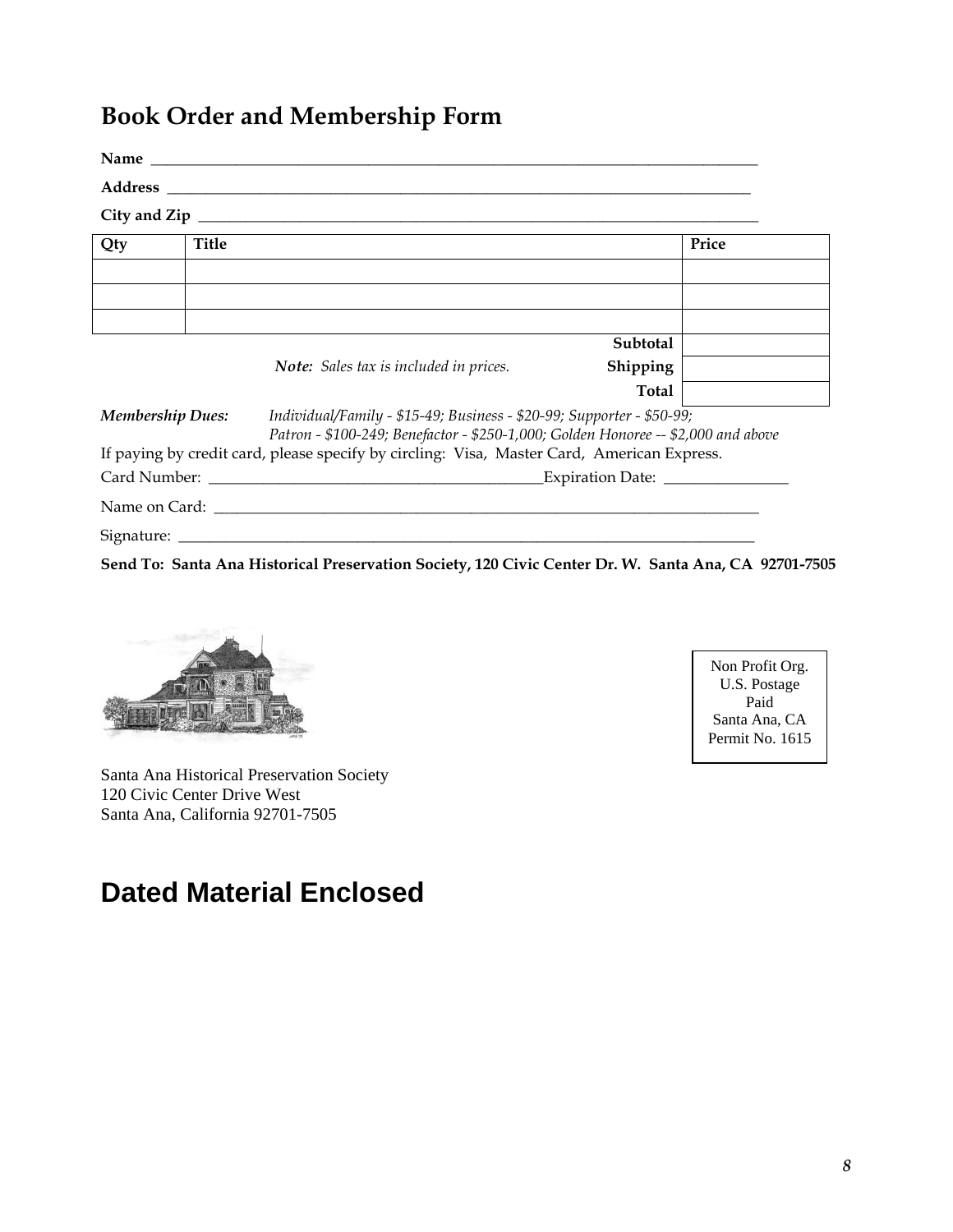## Book Order and Membership Form

**Name** ____________________________________________________________________________

**Address** __________________________________________________________________________

**City and Zip** ______________________________________________________________________

| Qty | Title | Price |
|---|---|---|
| | | |
| | | |
| | | |
| | **Subtotal** | |
| | ***Note:*** *Sales tax is included in prices.* **Shipping** | |
| | **Total** | |

***Membership Dues:*** *Individual/Family - $15-49; Business - $20-99; Supporter - $50-99; Patron - $100-249; Benefactor - $250-1,000; Golden Honoree -- $2,000 and above*

If paying by credit card, please specify by circling: Visa, Master Card, American Express.

Card Number: ___________________________________________Expiration Date: ________________

Name on Card: ________________________________________________________________________

Signature: ____________________________________________________________________________

**Send To: Santa Ana Historical Preservation Society, 120 Civic Center Dr. W. Santa Ana, CA 92701-7505**

Non Profit Org.
U.S. Postage
Paid
Santa Ana, CA
Permit No. 1615

Santa Ana Historical Preservation Society
120 Civic Center Drive West
Santa Ana, California 92701-7505

# Dated Material Enclosed